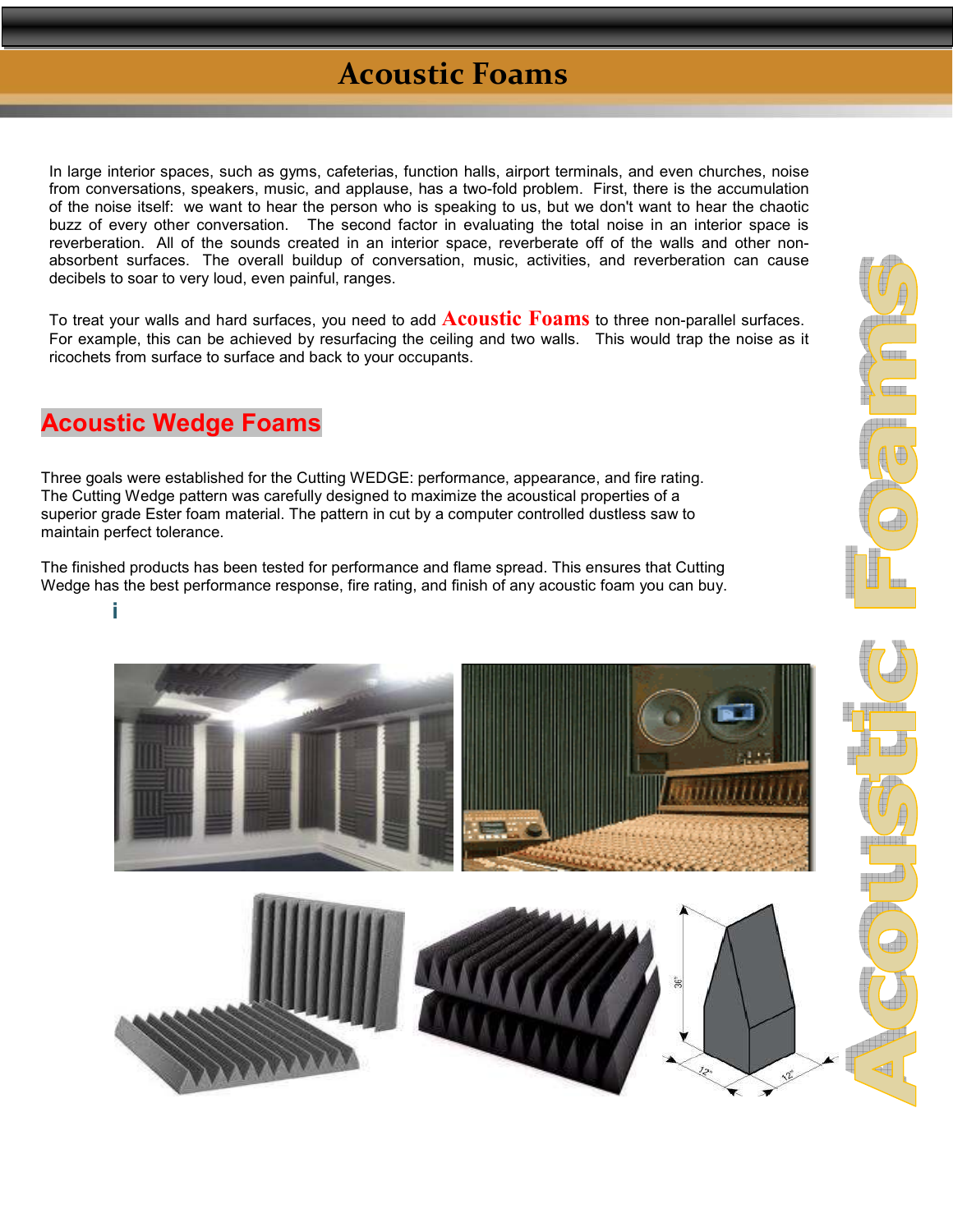# Acoustic Foams

In large interior spaces, such as gyms, cafeterias, function halls, airport terminals, and even churches, noise from conversations, speakers, music, and applause, has a two-fold problem. First, there is the accumulation of the noise itself: we want to hear the person who is speaking to us, but we don't want to hear the chaotic buzz of every other conversation. The second factor in evaluating the total noise in an interior space is reverberation. All of the sounds created in an interior space, reverberate off of the walls and other non-absorbent surfaces. The overall buildup of conversation, music, activities, and reverberation can cause decibels to soar to very loud, even painful, ranges.

To treat your walls and hard surfaces, you need to add **Acoustic Foams** to three non-parallel surfaces. For example, this can be achieved by resurfacing the ceiling and two walls. This would trap the noise as it ricochets from surface to surface and back to your occupants.

## Acoustic Wedge Foams

Three goals were established for the Cutting WEDGE: performance, appearance, and fire rating. The Cutting Wedge pattern was carefully designed to maximize the acoustical properties of a superior grade Ester foam material. The pattern in cut by a computer controlled dustless saw to maintain perfect tolerance.

The finished products has been tested for performance and flame spread. This ensures that Cutting Wedge has the best performance response, fire rating, and finish of any acoustic foam you can buy.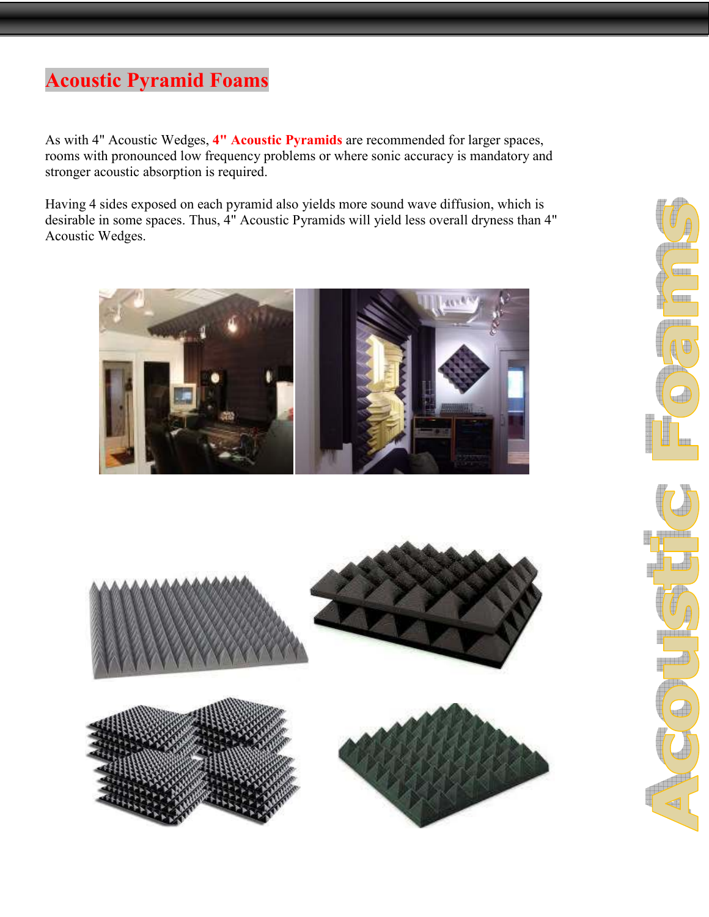# Acoustic Pyramid Foams

As with 4" Acoustic Wedges, **4" Acoustic Pyramids** are recommended for larger spaces, rooms with pronounced low frequency problems or where sonic accuracy is mandatory and stronger acoustic absorption is required.

Having 4 sides exposed on each pyramid also yields more sound wave diffusion, which is desirable in some spaces. Thus, 4" Acoustic Pyramids will yield less overall dryness than 4" Acoustic Wedges.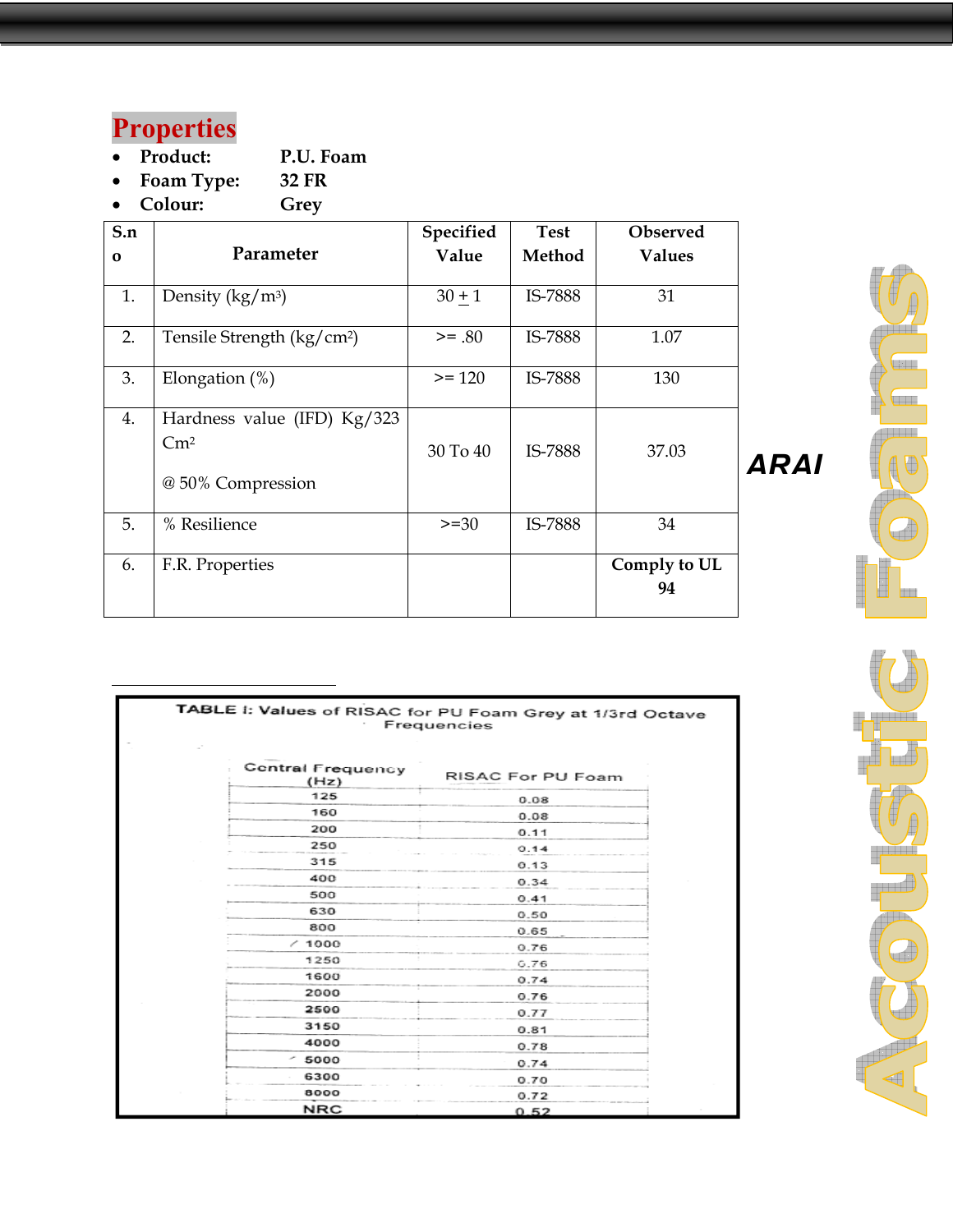## Properties

- **Product:** P.U. Foam
- **Foam Type:** 32 FR
- **Colour:** Grey

| S.no | Parameter | Specified Value | Test Method | Observed Values |
|---|---|---|---|---|
| 1. | Density (kg/m³) | 30 ± 1 | IS-7888 | 31 |
| 2. | Tensile Strength (kg/cm²) | >= .80 | IS-7888 | 1.07 |
| 3. | Elongation (%) | >= 120 | IS-7888 | 130 |
| 4. | Hardness value (IFD) Kg/323 Cm² @ 50% Compression | 30 To 40 | IS-7888 | 37.03 |
| 5. | % Resilience | >=30 | IS-7888 | 34 |
| 6. | F.R. Properties | | | **Comply to UL 94** |

***ARAI***

**TABLE I: Values of RISAC for PU Foam Grey at 1/3rd Octave Frequencies**

| Central Frequency (Hz) | RISAC For PU Foam |
|---|---|
| 125 | 0.08 |
| 160 | 0.08 |
| 200 | 0.11 |
| 250 | 0.14 |
| 315 | 0.13 |
| 400 | 0.34 |
| 500 | 0.41 |
| 630 | 0.50 |
| 800 | 0.65 |
| 1000 | 0.76 |
| 1250 | 0.76 |
| 1600 | 0.74 |
| 2000 | 0.76 |
| 2500 | 0.77 |
| 3150 | 0.81 |
| 4000 | 0.78 |
| 5000 | 0.74 |
| 6300 | 0.70 |
| 8000 | 0.72 |
| NRC | 0.52 |

Acoustic Foams